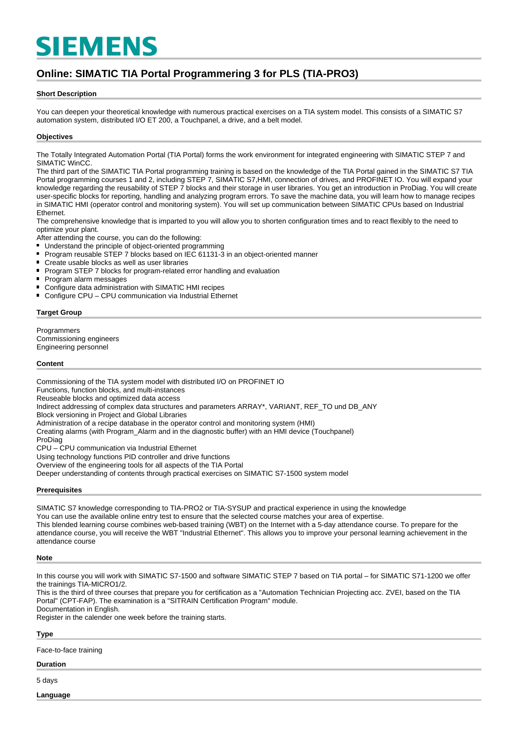# SIEMENS

## Online: SIMATIC TIA Portal Programmering 3 for PLS (TIA-PRO3)

### Short Description

You can deepen your theoretical knowledge with numerous practical exercises on a TIA system model. This consists of a SIMATIC S7 automation system, distributed I/O ET 200, a Touchpanel, a drive, and a belt model.

### Objectives

The Totally Integrated Automation Portal (TIA Portal) forms the work environment for integrated engineering with SIMATIC STEP 7 and SIMATIC WinCC.
The third part of the SIMATIC TIA Portal programming training is based on the knowledge of the TIA Portal gained in the SIMATIC S7 TIA Portal programming courses 1 and 2, including STEP 7, SIMATIC S7,HMI, connection of drives, and PROFINET IO. You will expand your knowledge regarding the reusability of STEP 7 blocks and their storage in user libraries. You get an introduction in ProDiag. You will create user-specific blocks for reporting, handling and analyzing program errors. To save the machine data, you will learn how to manage recipes in SIMATIC HMI (operator control and monitoring system). You will set up communication between SIMATIC CPUs based on Industrial Ethernet.
The comprehensive knowledge that is imparted to you will allow you to shorten configuration times and to react flexibly to the need to optimize your plant.
After attending the course, you can do the following:

- Understand the principle of object-oriented programming
- Program reusable STEP 7 blocks based on IEC 61131-3 in an object-oriented manner
- Create usable blocks as well as user libraries
- Program STEP 7 blocks for program-related error handling and evaluation
- Program alarm messages
- Configure data administration with SIMATIC HMI recipes
- Configure CPU – CPU communication via Industrial Ethernet

### Target Group

Programmers
Commissioning engineers
Engineering personnel

### Content

Commissioning of the TIA system model with distributed I/O on PROFINET IO
Functions, function blocks, and multi-instances
Reuseable blocks and optimized data access
Indirect addressing of complex data structures and parameters ARRAY*, VARIANT, REF_TO und DB_ANY
Block versioning in Project and Global Libraries
Administration of a recipe database in the operator control and monitoring system (HMI)
Creating alarms (with Program_Alarm and in the diagnostic buffer) with an HMI device (Touchpanel)
ProDiag
CPU – CPU communication via Industrial Ethernet
Using technology functions PID controller and drive functions
Overview of the engineering tools for all aspects of the TIA Portal
Deeper understanding of contents through practical exercises on SIMATIC S7-1500 system model

### Prerequisites

SIMATIC S7 knowledge corresponding to TIA-PRO2 or TIA-SYSUP and practical experience in using the knowledge
You can use the available online entry test to ensure that the selected course matches your area of expertise.
This blended learning course combines web-based training (WBT) on the Internet with a 5-day attendance course. To prepare for the attendance course, you will receive the WBT "Industrial Ethernet". This allows you to improve your personal learning achievement in the attendance course

### Note

In this course you will work with SIMATIC S7-1500 and software SIMATIC STEP 7 based on TIA portal – for SIMATIC S71-1200 we offer the trainings TIA-MICRO1/2.
This is the third of three courses that prepare you for certification as a "Automation Technician Projecting acc. ZVEI, based on the TIA Portal" (CPT-FAP). The examination is a "SITRAIN Certification Program" module.
Documentation in English.
Register in the calender one week before the training starts.

### Type

Face-to-face training

### Duration

5 days

### Language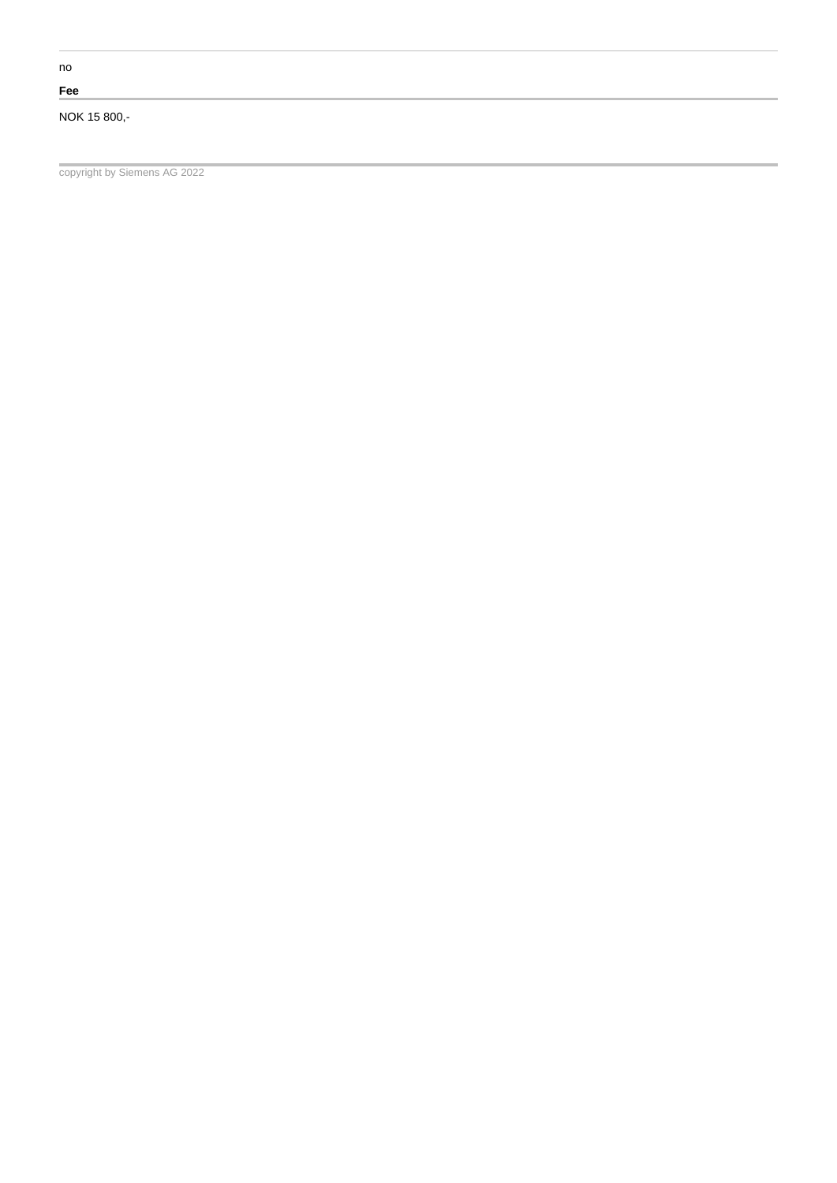no

**Fee**

NOK 15 800,-

copyright by Siemens AG 2022